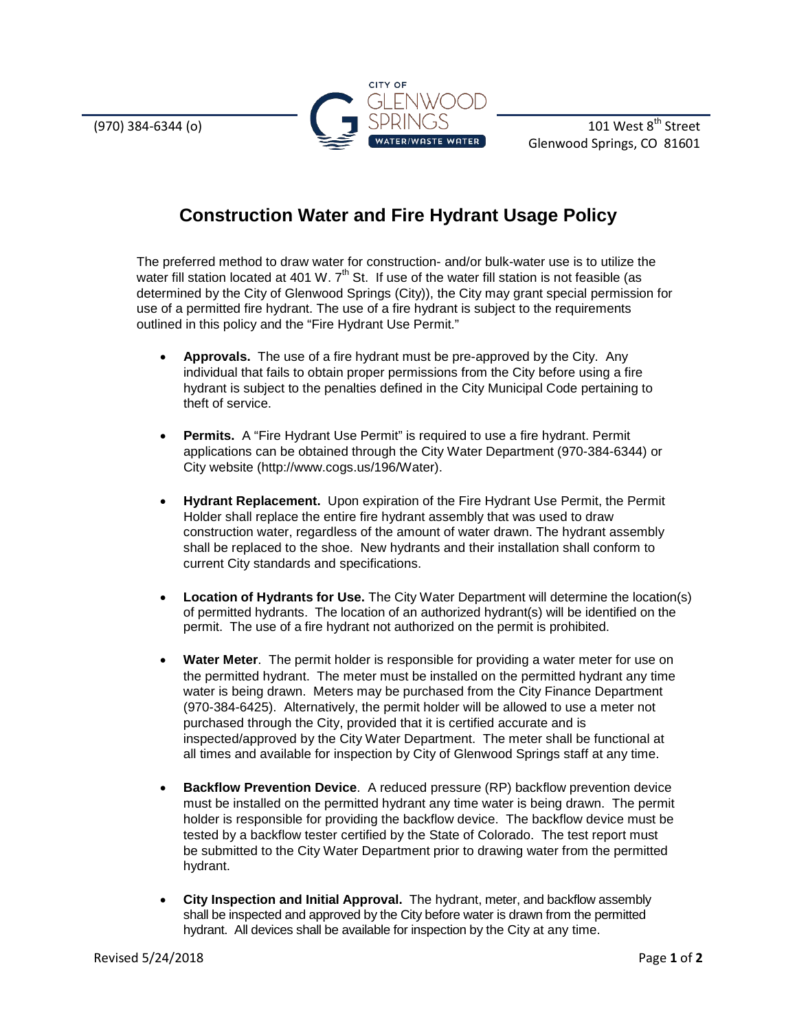(970) 384-6344 (o)

CITY OF GLENWOOD SPRINGS WATER/WASTE WATER

101 West 8th Street
Glenwood Springs, CO 81601

# Construction Water and Fire Hydrant Usage Policy

The preferred method to draw water for construction- and/or bulk-water use is to utilize the water fill station located at 401 W. 7th St. If use of the water fill station is not feasible (as determined by the City of Glenwood Springs (City)), the City may grant special permission for use of a permitted fire hydrant. The use of a fire hydrant is subject to the requirements outlined in this policy and the "Fire Hydrant Use Permit."

- **Approvals.** The use of a fire hydrant must be pre-approved by the City. Any individual that fails to obtain proper permissions from the City before using a fire hydrant is subject to the penalties defined in the City Municipal Code pertaining to theft of service.

- **Permits.** A "Fire Hydrant Use Permit" is required to use a fire hydrant. Permit applications can be obtained through the City Water Department (970-384-6344) or City website (http://www.cogs.us/196/Water).

- **Hydrant Replacement.** Upon expiration of the Fire Hydrant Use Permit, the Permit Holder shall replace the entire fire hydrant assembly that was used to draw construction water, regardless of the amount of water drawn. The hydrant assembly shall be replaced to the shoe. New hydrants and their installation shall conform to current City standards and specifications.

- **Location of Hydrants for Use.** The City Water Department will determine the location(s) of permitted hydrants. The location of an authorized hydrant(s) will be identified on the permit. The use of a fire hydrant not authorized on the permit is prohibited.

- **Water Meter**. The permit holder is responsible for providing a water meter for use on the permitted hydrant. The meter must be installed on the permitted hydrant any time water is being drawn. Meters may be purchased from the City Finance Department (970-384-6425). Alternatively, the permit holder will be allowed to use a meter not purchased through the City, provided that it is certified accurate and is inspected/approved by the City Water Department. The meter shall be functional at all times and available for inspection by City of Glenwood Springs staff at any time.

- **Backflow Prevention Device**. A reduced pressure (RP) backflow prevention device must be installed on the permitted hydrant any time water is being drawn. The permit holder is responsible for providing the backflow device. The backflow device must be tested by a backflow tester certified by the State of Colorado. The test report must be submitted to the City Water Department prior to drawing water from the permitted hydrant.

- **City Inspection and Initial Approval.** The hydrant, meter, and backflow assembly shall be inspected and approved by the City before water is drawn from the permitted hydrant. All devices shall be available for inspection by the City at any time.

Revised 5/24/2018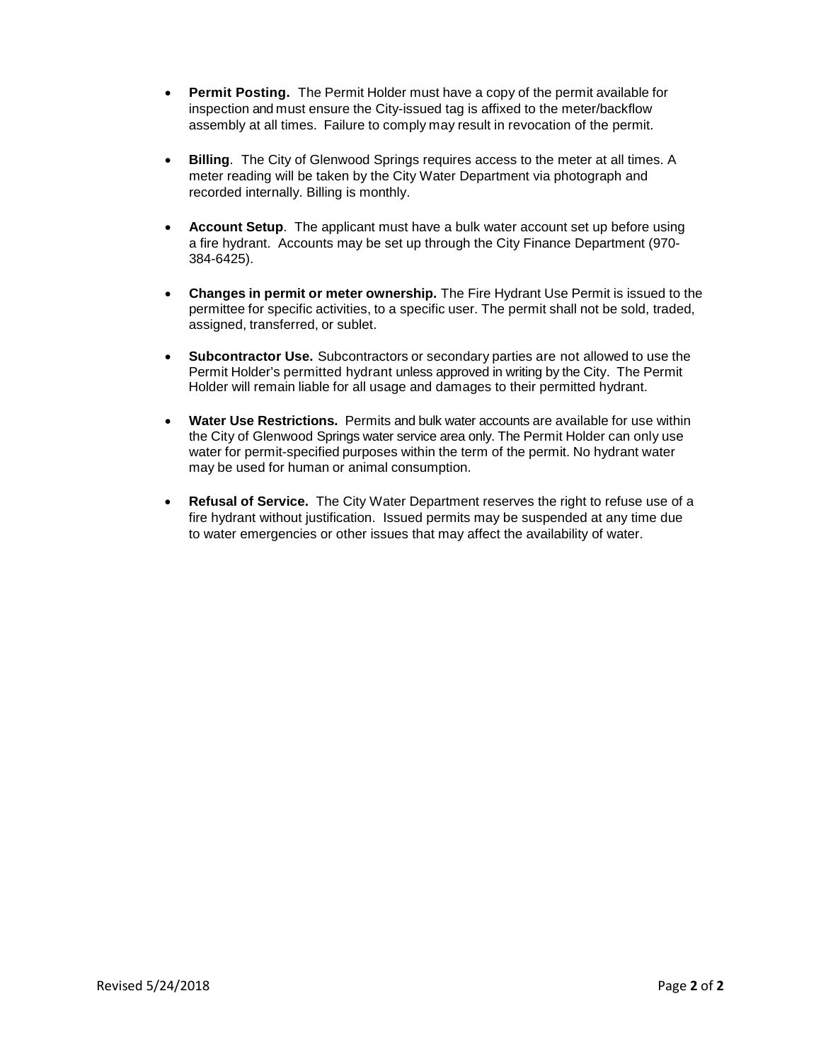- **Permit Posting.** The Permit Holder must have a copy of the permit available for inspection and must ensure the City-issued tag is affixed to the meter/backflow assembly at all times. Failure to comply may result in revocation of the permit.

- **Billing**. The City of Glenwood Springs requires access to the meter at all times. A meter reading will be taken by the City Water Department via photograph and recorded internally. Billing is monthly.

- **Account Setup**. The applicant must have a bulk water account set up before using a fire hydrant. Accounts may be set up through the City Finance Department (970-384-6425).

- **Changes in permit or meter ownership.** The Fire Hydrant Use Permit is issued to the permittee for specific activities, to a specific user. The permit shall not be sold, traded, assigned, transferred, or sublet.

- **Subcontractor Use.** Subcontractors or secondary parties are not allowed to use the Permit Holder's permitted hydrant unless approved in writing by the City. The Permit Holder will remain liable for all usage and damages to their permitted hydrant.

- **Water Use Restrictions.** Permits and bulk water accounts are available for use within the City of Glenwood Springs water service area only. The Permit Holder can only use water for permit-specified purposes within the term of the permit. No hydrant water may be used for human or animal consumption.

- **Refusal of Service.** The City Water Department reserves the right to refuse use of a fire hydrant without justification. Issued permits may be suspended at any time due to water emergencies or other issues that may affect the availability of water.

Revised 5/24/2018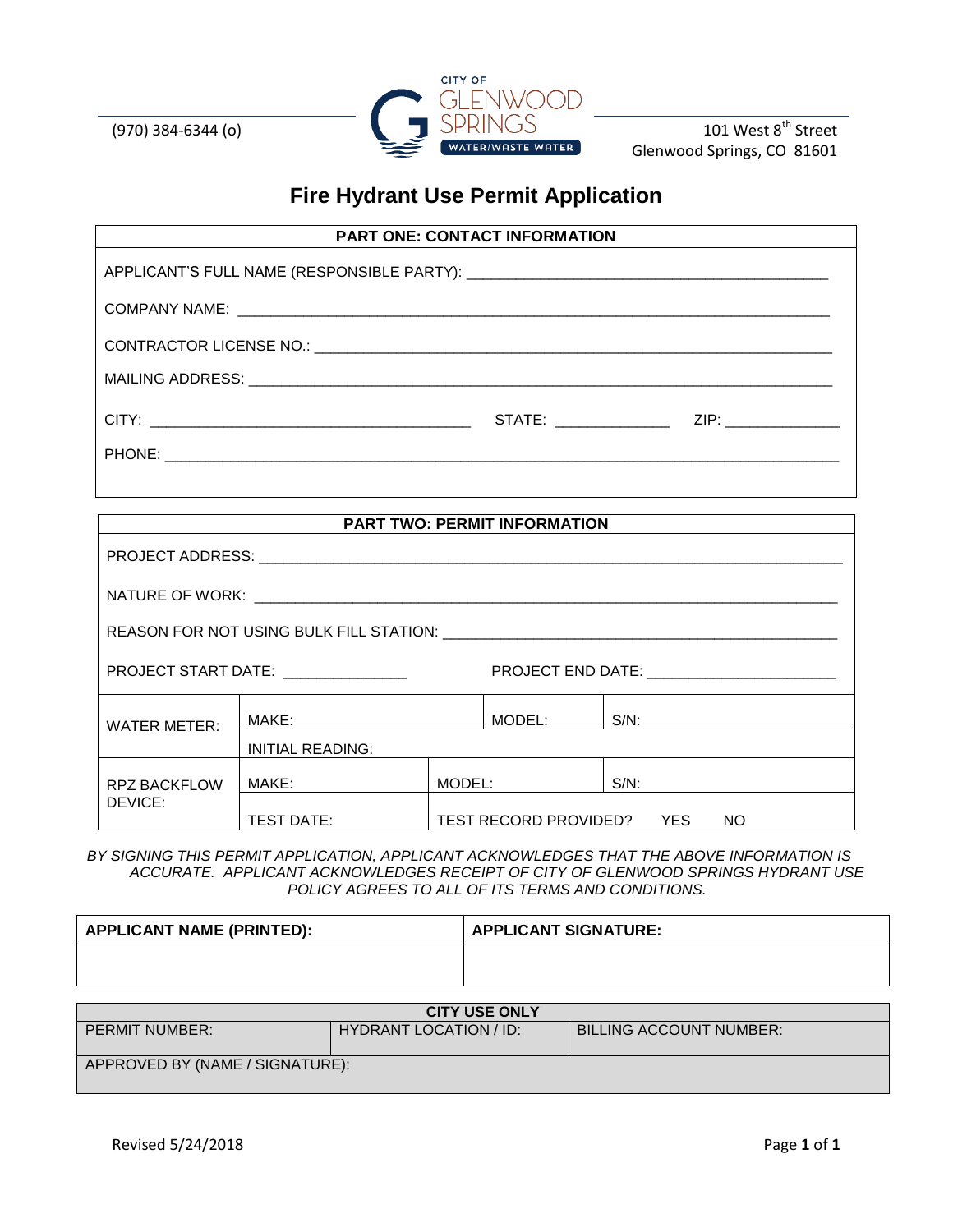(970) 384-6344 (o)

CITY OF GLENWOOD SPRINGS WATER/WASTE WATER

101 West 8th Street
Glenwood Springs, CO 81601

# Fire Hydrant Use Permit Application

| PART ONE: CONTACT INFORMATION | | |
|---|---|---|
| APPLICANT'S FULL NAME (RESPONSIBLE PARTY): ______________________________ | | |
| COMPANY NAME: ______________________________ | | |
| CONTRACTOR LICENSE NO.: ______________________________ | | |
| MAILING ADDRESS: ______________________________ | | |
| CITY: ______________________________ | STATE: ____________ | ZIP: ____________ |
| PHONE: ______________________________ | | |

| PART TWO: PERMIT INFORMATION | | | |
|---|---|---|---|
| PROJECT ADDRESS: ______________________________ | | | |
| NATURE OF WORK: ______________________________ | | | |
| REASON FOR NOT USING BULK FILL STATION: ______________________________ | | | |
| PROJECT START DATE: ____________ | | PROJECT END DATE: ____________ | |
| WATER METER: | MAKE: | MODEL: | S/N: |
| | INITIAL READING: | | |
| RPZ BACKFLOW DEVICE: | MAKE: | MODEL: | S/N: |
| | TEST DATE: | TEST RECORD PROVIDED? YES NO | |

*BY SIGNING THIS PERMIT APPLICATION, APPLICANT ACKNOWLEDGES THAT THE ABOVE INFORMATION IS ACCURATE. APPLICANT ACKNOWLEDGES RECEIPT OF CITY OF GLENWOOD SPRINGS HYDRANT USE POLICY AGREES TO ALL OF ITS TERMS AND CONDITIONS.*

| APPLICANT NAME (PRINTED): | APPLICANT SIGNATURE: |
|---|---|
| | |

| CITY USE ONLY | | |
|---|---|---|
| PERMIT NUMBER: | HYDRANT LOCATION / ID: | BILLING ACCOUNT NUMBER: |
| APPROVED BY (NAME / SIGNATURE): | | |

Revised 5/24/2018